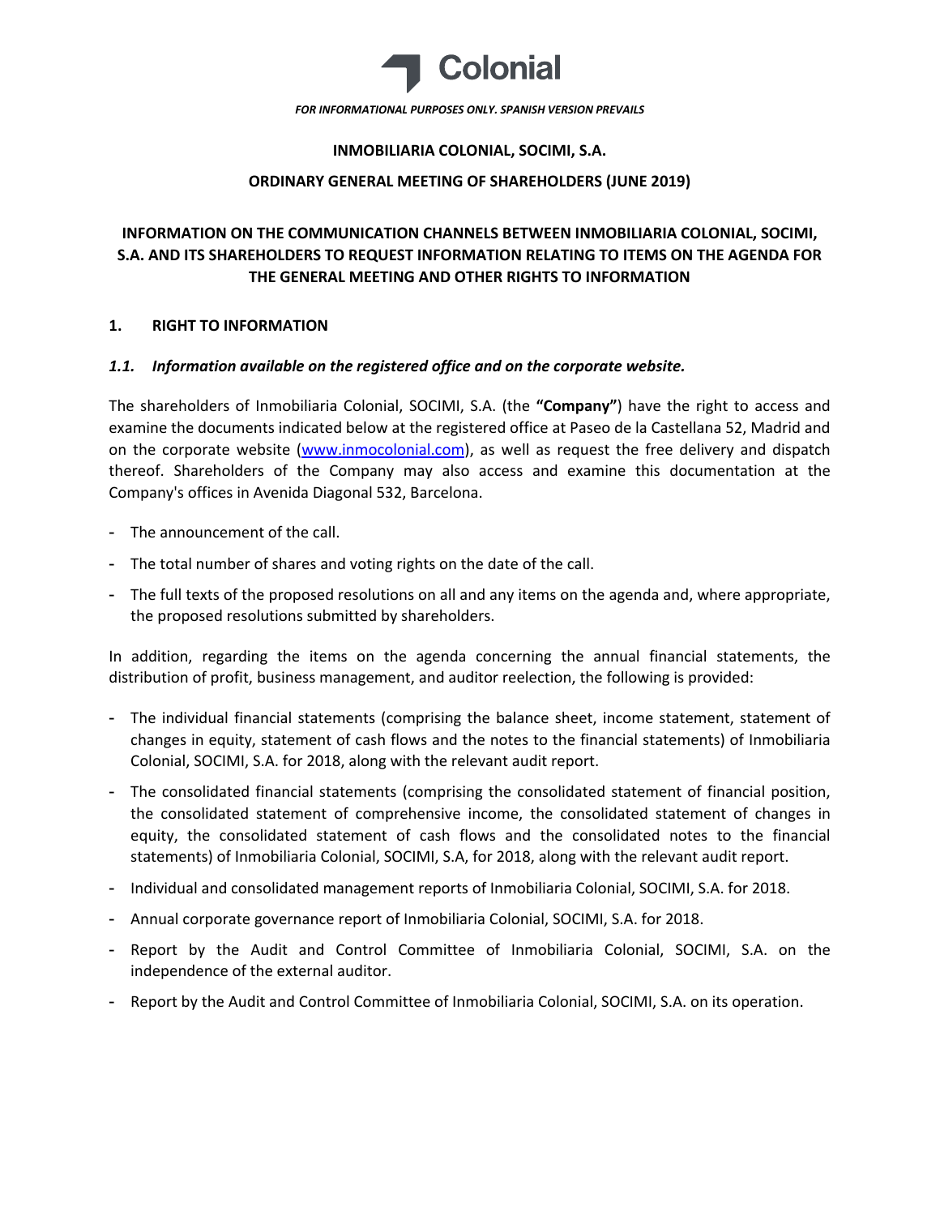Colonial

*FOR INFORMATIONAL PURPOSES ONLY. SPANISH VERSION PREVAILS*

**INMOBILIARIA COLONIAL, SOCIMI, S.A.**

**ORDINARY GENERAL MEETING OF SHAREHOLDERS (JUNE 2019)**

# INFORMATION ON THE COMMUNICATION CHANNELS BETWEEN INMOBILIARIA COLONIAL, SOCIMI, S.A. AND ITS SHAREHOLDERS TO REQUEST INFORMATION RELATING TO ITEMS ON THE AGENDA FOR THE GENERAL MEETING AND OTHER RIGHTS TO INFORMATION

## 1. RIGHT TO INFORMATION

### *1.1. Information available on the registered office and on the corporate website.*

The shareholders of Inmobiliaria Colonial, SOCIMI, S.A. (the **"Company"**) have the right to access and examine the documents indicated below at the registered office at Paseo de la Castellana 52, Madrid and on the corporate website (www.inmocolonial.com), as well as request the free delivery and dispatch thereof. Shareholders of the Company may also access and examine this documentation at the Company's offices in Avenida Diagonal 532, Barcelona.

- The announcement of the call.
- The total number of shares and voting rights on the date of the call.
- The full texts of the proposed resolutions on all and any items on the agenda and, where appropriate, the proposed resolutions submitted by shareholders.

In addition, regarding the items on the agenda concerning the annual financial statements, the distribution of profit, business management, and auditor reelection, the following is provided:

- The individual financial statements (comprising the balance sheet, income statement, statement of changes in equity, statement of cash flows and the notes to the financial statements) of Inmobiliaria Colonial, SOCIMI, S.A. for 2018, along with the relevant audit report.
- The consolidated financial statements (comprising the consolidated statement of financial position, the consolidated statement of comprehensive income, the consolidated statement of changes in equity, the consolidated statement of cash flows and the consolidated notes to the financial statements) of Inmobiliaria Colonial, SOCIMI, S.A, for 2018, along with the relevant audit report.
- Individual and consolidated management reports of Inmobiliaria Colonial, SOCIMI, S.A. for 2018.
- Annual corporate governance report of Inmobiliaria Colonial, SOCIMI, S.A. for 2018.
- Report by the Audit and Control Committee of Inmobiliaria Colonial, SOCIMI, S.A. on the independence of the external auditor.
- Report by the Audit and Control Committee of Inmobiliaria Colonial, SOCIMI, S.A. on its operation.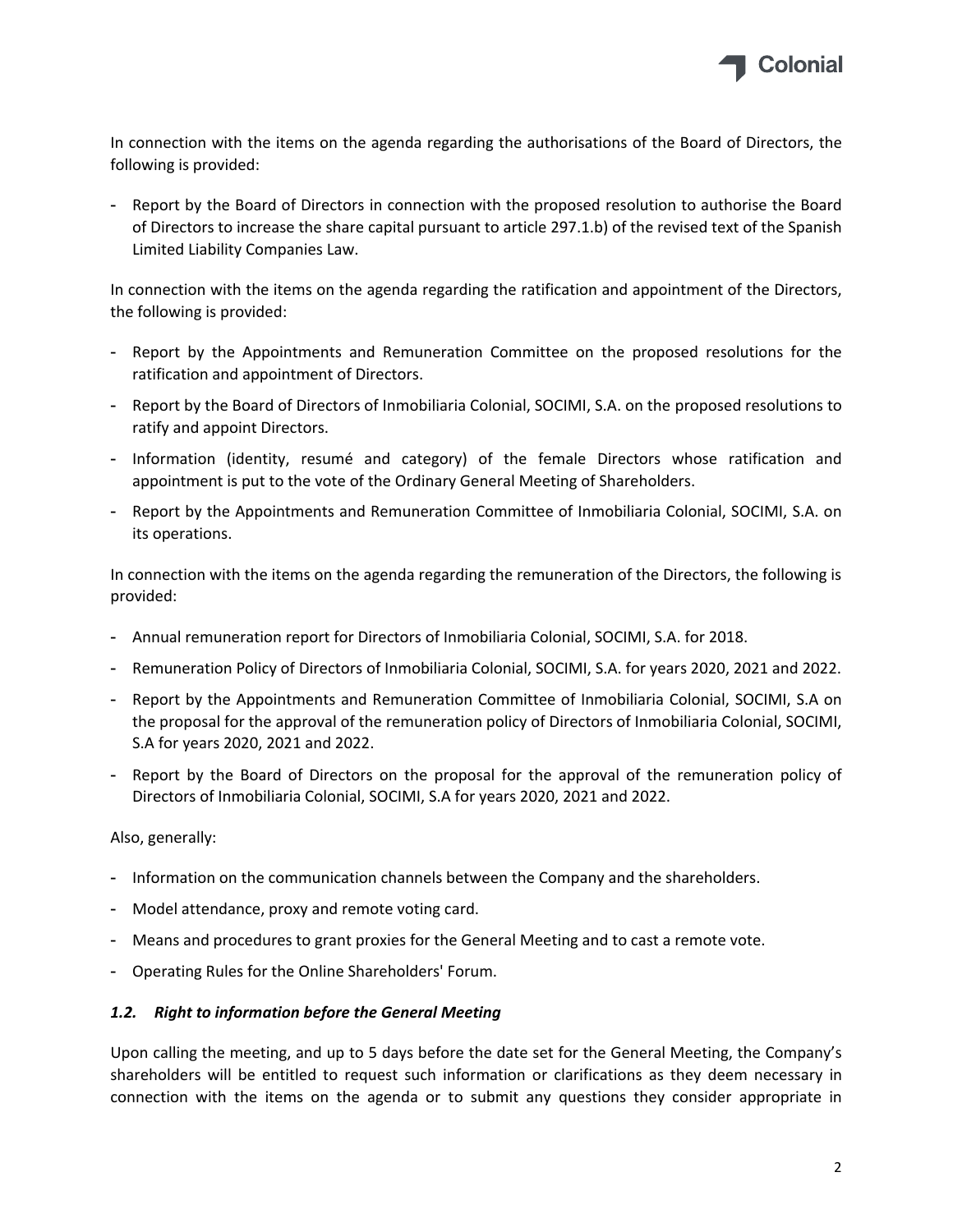In connection with the items on the agenda regarding the authorisations of the Board of Directors, the following is provided:

- Report by the Board of Directors in connection with the proposed resolution to authorise the Board of Directors to increase the share capital pursuant to article 297.1.b) of the revised text of the Spanish Limited Liability Companies Law.

In connection with the items on the agenda regarding the ratification and appointment of the Directors, the following is provided:

- Report by the Appointments and Remuneration Committee on the proposed resolutions for the ratification and appointment of Directors.
- Report by the Board of Directors of Inmobiliaria Colonial, SOCIMI, S.A. on the proposed resolutions to ratify and appoint Directors.
- Information (identity, resumé and category) of the female Directors whose ratification and appointment is put to the vote of the Ordinary General Meeting of Shareholders.
- Report by the Appointments and Remuneration Committee of Inmobiliaria Colonial, SOCIMI, S.A. on its operations.

In connection with the items on the agenda regarding the remuneration of the Directors, the following is provided:

- Annual remuneration report for Directors of Inmobiliaria Colonial, SOCIMI, S.A. for 2018.
- Remuneration Policy of Directors of Inmobiliaria Colonial, SOCIMI, S.A. for years 2020, 2021 and 2022.
- Report by the Appointments and Remuneration Committee of Inmobiliaria Colonial, SOCIMI, S.A on the proposal for the approval of the remuneration policy of Directors of Inmobiliaria Colonial, SOCIMI, S.A for years 2020, 2021 and 2022.
- Report by the Board of Directors on the proposal for the approval of the remuneration policy of Directors of Inmobiliaria Colonial, SOCIMI, S.A for years 2020, 2021 and 2022.

Also, generally:

- Information on the communication channels between the Company and the shareholders.
- Model attendance, proxy and remote voting card.
- Means and procedures to grant proxies for the General Meeting and to cast a remote vote.
- Operating Rules for the Online Shareholders' Forum.

### *1.2. Right to information before the General Meeting*

Upon calling the meeting, and up to 5 days before the date set for the General Meeting, the Company's shareholders will be entitled to request such information or clarifications as they deem necessary in connection with the items on the agenda or to submit any questions they consider appropriate in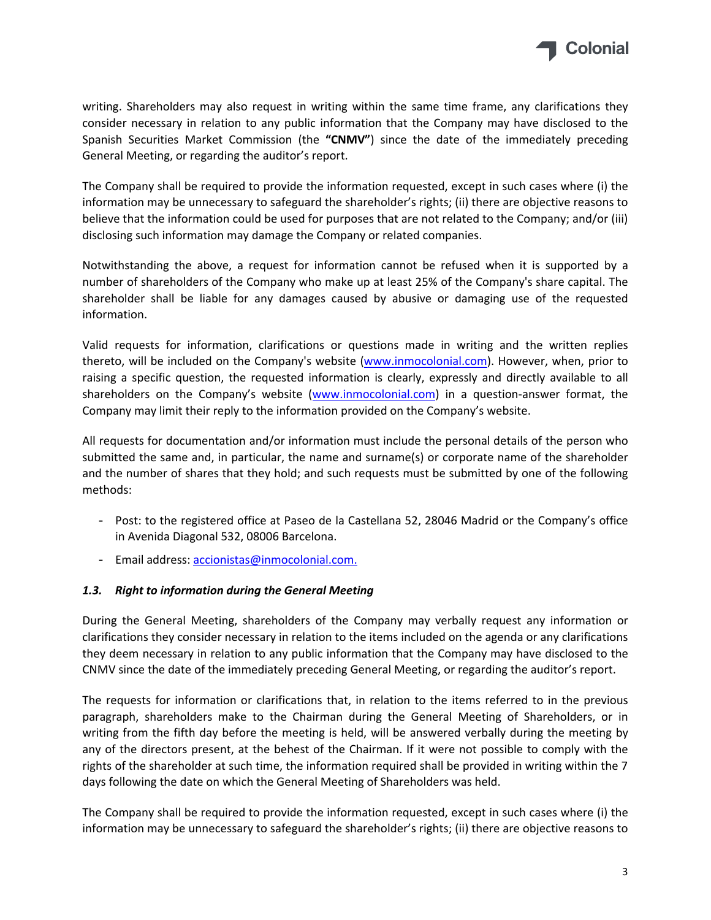writing. Shareholders may also request in writing within the same time frame, any clarifications they consider necessary in relation to any public information that the Company may have disclosed to the Spanish Securities Market Commission (the **"CNMV"**) since the date of the immediately preceding General Meeting, or regarding the auditor's report.

The Company shall be required to provide the information requested, except in such cases where (i) the information may be unnecessary to safeguard the shareholder's rights; (ii) there are objective reasons to believe that the information could be used for purposes that are not related to the Company; and/or (iii) disclosing such information may damage the Company or related companies.

Notwithstanding the above, a request for information cannot be refused when it is supported by a number of shareholders of the Company who make up at least 25% of the Company's share capital. The shareholder shall be liable for any damages caused by abusive or damaging use of the requested information.

Valid requests for information, clarifications or questions made in writing and the written replies thereto, will be included on the Company's website (www.inmocolonial.com). However, when, prior to raising a specific question, the requested information is clearly, expressly and directly available to all shareholders on the Company's website (www.inmocolonial.com) in a question-answer format, the Company may limit their reply to the information provided on the Company's website.

All requests for documentation and/or information must include the personal details of the person who submitted the same and, in particular, the name and surname(s) or corporate name of the shareholder and the number of shares that they hold; and such requests must be submitted by one of the following methods:

- Post: to the registered office at Paseo de la Castellana 52, 28046 Madrid or the Company's office in Avenida Diagonal 532, 08006 Barcelona.
- Email address: accionistas@inmocolonial.com.

### *1.3. Right to information during the General Meeting*

During the General Meeting, shareholders of the Company may verbally request any information or clarifications they consider necessary in relation to the items included on the agenda or any clarifications they deem necessary in relation to any public information that the Company may have disclosed to the CNMV since the date of the immediately preceding General Meeting, or regarding the auditor's report.

The requests for information or clarifications that, in relation to the items referred to in the previous paragraph, shareholders make to the Chairman during the General Meeting of Shareholders, or in writing from the fifth day before the meeting is held, will be answered verbally during the meeting by any of the directors present, at the behest of the Chairman. If it were not possible to comply with the rights of the shareholder at such time, the information required shall be provided in writing within the 7 days following the date on which the General Meeting of Shareholders was held.

The Company shall be required to provide the information requested, except in such cases where (i) the information may be unnecessary to safeguard the shareholder's rights; (ii) there are objective reasons to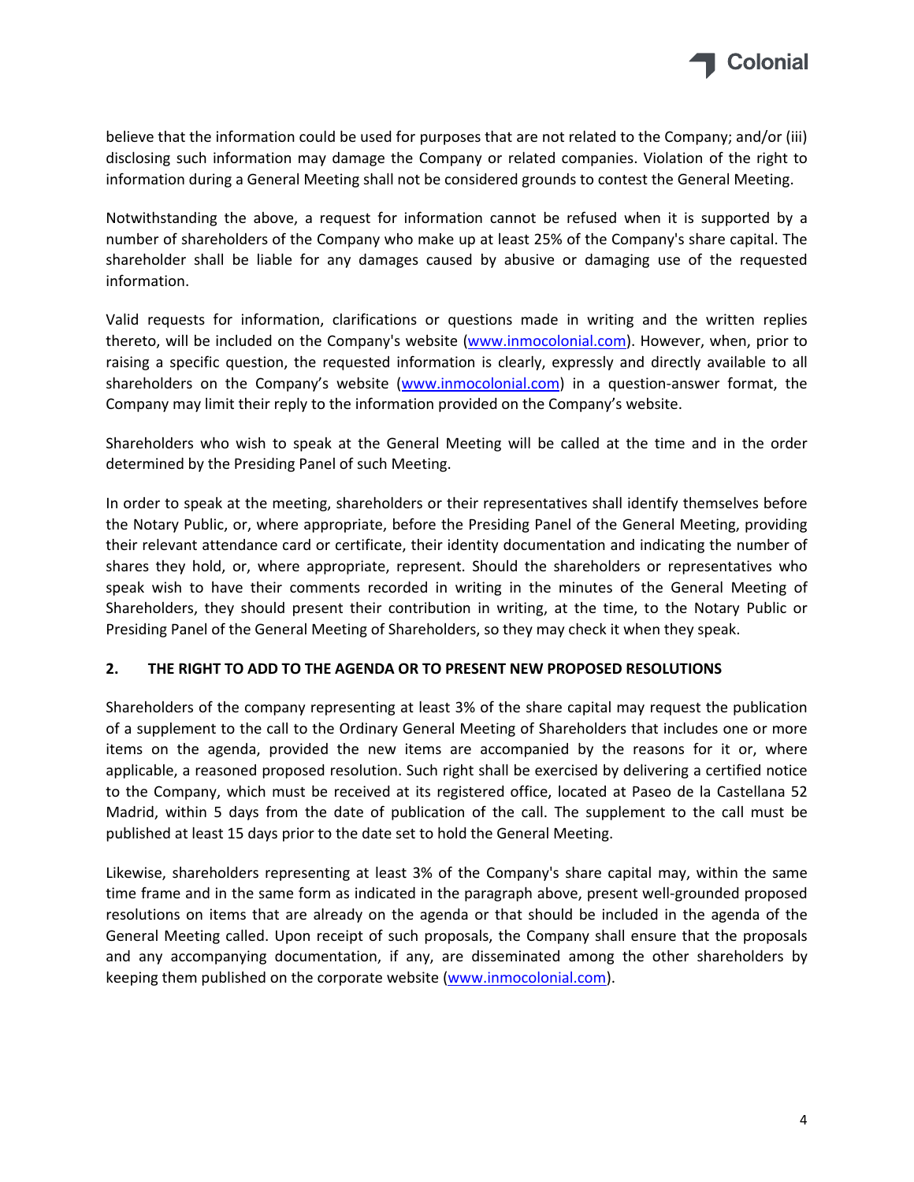believe that the information could be used for purposes that are not related to the Company; and/or (iii) disclosing such information may damage the Company or related companies. Violation of the right to information during a General Meeting shall not be considered grounds to contest the General Meeting.

Notwithstanding the above, a request for information cannot be refused when it is supported by a number of shareholders of the Company who make up at least 25% of the Company's share capital. The shareholder shall be liable for any damages caused by abusive or damaging use of the requested information.

Valid requests for information, clarifications or questions made in writing and the written replies thereto, will be included on the Company's website (www.inmocolonial.com). However, when, prior to raising a specific question, the requested information is clearly, expressly and directly available to all shareholders on the Company's website (www.inmocolonial.com) in a question-answer format, the Company may limit their reply to the information provided on the Company's website.

Shareholders who wish to speak at the General Meeting will be called at the time and in the order determined by the Presiding Panel of such Meeting.

In order to speak at the meeting, shareholders or their representatives shall identify themselves before the Notary Public, or, where appropriate, before the Presiding Panel of the General Meeting, providing their relevant attendance card or certificate, their identity documentation and indicating the number of shares they hold, or, where appropriate, represent. Should the shareholders or representatives who speak wish to have their comments recorded in writing in the minutes of the General Meeting of Shareholders, they should present their contribution in writing, at the time, to the Notary Public or Presiding Panel of the General Meeting of Shareholders, so they may check it when they speak.

## 2. THE RIGHT TO ADD TO THE AGENDA OR TO PRESENT NEW PROPOSED RESOLUTIONS

Shareholders of the company representing at least 3% of the share capital may request the publication of a supplement to the call to the Ordinary General Meeting of Shareholders that includes one or more items on the agenda, provided the new items are accompanied by the reasons for it or, where applicable, a reasoned proposed resolution. Such right shall be exercised by delivering a certified notice to the Company, which must be received at its registered office, located at Paseo de la Castellana 52 Madrid, within 5 days from the date of publication of the call. The supplement to the call must be published at least 15 days prior to the date set to hold the General Meeting.

Likewise, shareholders representing at least 3% of the Company's share capital may, within the same time frame and in the same form as indicated in the paragraph above, present well-grounded proposed resolutions on items that are already on the agenda or that should be included in the agenda of the General Meeting called. Upon receipt of such proposals, the Company shall ensure that the proposals and any accompanying documentation, if any, are disseminated among the other shareholders by keeping them published on the corporate website (www.inmocolonial.com).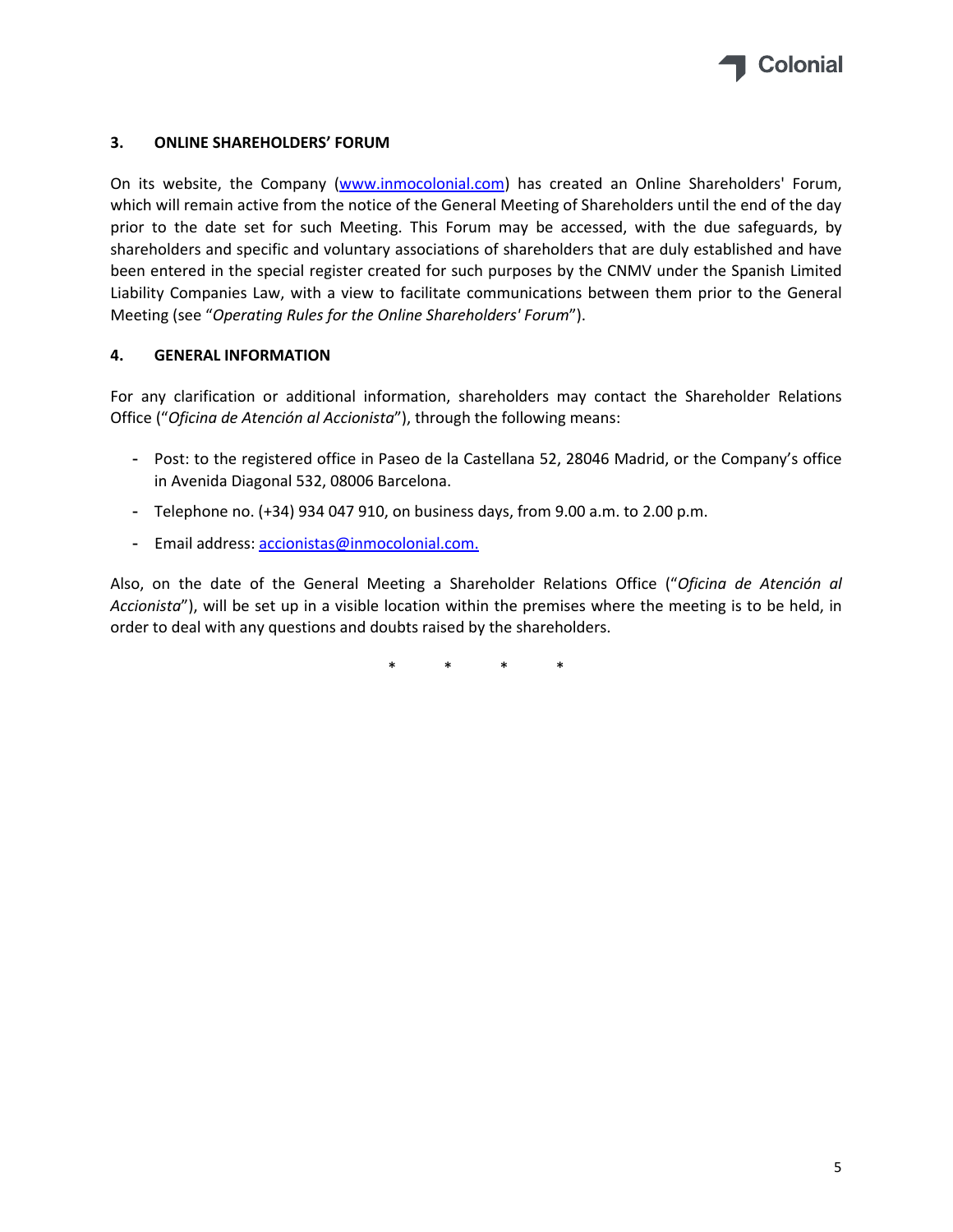## 3. ONLINE SHAREHOLDERS' FORUM

On its website, the Company (www.inmocolonial.com) has created an Online Shareholders' Forum, which will remain active from the notice of the General Meeting of Shareholders until the end of the day prior to the date set for such Meeting. This Forum may be accessed, with the due safeguards, by shareholders and specific and voluntary associations of shareholders that are duly established and have been entered in the special register created for such purposes by the CNMV under the Spanish Limited Liability Companies Law, with a view to facilitate communications between them prior to the General Meeting (see "*Operating Rules for the Online Shareholders' Forum*").

## 4. GENERAL INFORMATION

For any clarification or additional information, shareholders may contact the Shareholder Relations Office ("*Oficina de Atención al Accionista*"), through the following means:

- Post: to the registered office in Paseo de la Castellana 52, 28046 Madrid, or the Company's office in Avenida Diagonal 532, 08006 Barcelona.
- Telephone no. (+34) 934 047 910, on business days, from 9.00 a.m. to 2.00 p.m.
- Email address: accionistas@inmocolonial.com.

Also, on the date of the General Meeting a Shareholder Relations Office ("*Oficina de Atención al Accionista*"), will be set up in a visible location within the premises where the meeting is to be held, in order to deal with any questions and doubts raised by the shareholders.

\* \* \* \*